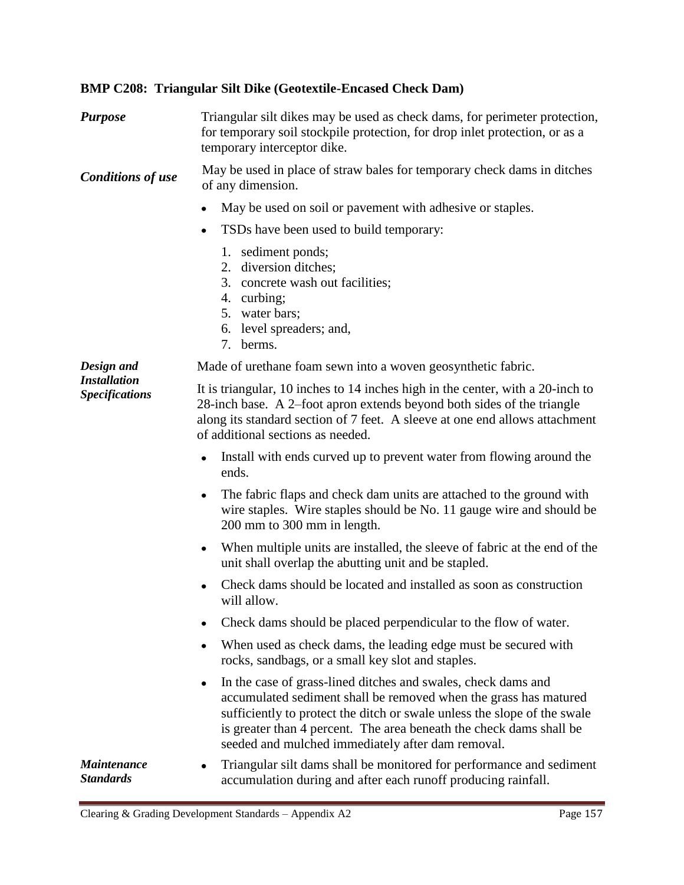## BMP C208: Triangular Silt Dike (Geotextile-Encased Check Dam)

***Purpose***

Triangular silt dikes may be used as check dams, for perimeter protection, for temporary soil stockpile protection, for drop inlet protection, or as a temporary interceptor dike.

***Conditions of use***

May be used in place of straw bales for temporary check dams in ditches of any dimension.

- May be used on soil or pavement with adhesive or staples.
- TSDs have been used to build temporary:
  1. sediment ponds;
  2. diversion ditches;
  3. concrete wash out facilities;
  4. curbing;
  5. water bars;
  6. level spreaders; and,
  7. berms.

***Design and Installation Specifications***

Made of urethane foam sewn into a woven geosynthetic fabric.

It is triangular, 10 inches to 14 inches high in the center, with a 20-inch to 28-inch base. A 2–foot apron extends beyond both sides of the triangle along its standard section of 7 feet. A sleeve at one end allows attachment of additional sections as needed.

- Install with ends curved up to prevent water from flowing around the ends.
- The fabric flaps and check dam units are attached to the ground with wire staples. Wire staples should be No. 11 gauge wire and should be 200 mm to 300 mm in length.
- When multiple units are installed, the sleeve of fabric at the end of the unit shall overlap the abutting unit and be stapled.
- Check dams should be located and installed as soon as construction will allow.
- Check dams should be placed perpendicular to the flow of water.
- When used as check dams, the leading edge must be secured with rocks, sandbags, or a small key slot and staples.
- In the case of grass-lined ditches and swales, check dams and accumulated sediment shall be removed when the grass has matured sufficiently to protect the ditch or swale unless the slope of the swale is greater than 4 percent. The area beneath the check dams shall be seeded and mulched immediately after dam removal.

***Maintenance Standards***

- Triangular silt dams shall be monitored for performance and sediment accumulation during and after each runoff producing rainfall.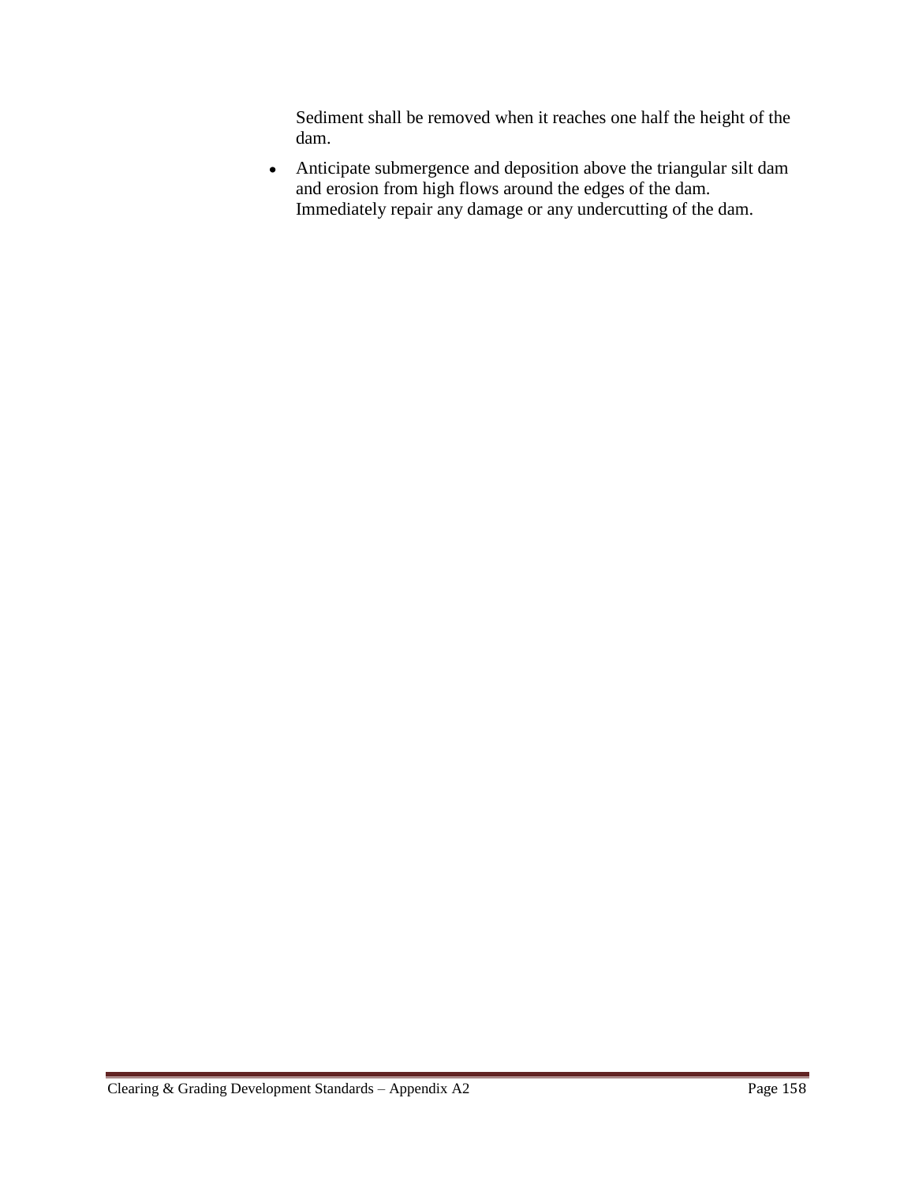Sediment shall be removed when it reaches one half the height of the dam.

- Anticipate submergence and deposition above the triangular silt dam and erosion from high flows around the edges of the dam. Immediately repair any damage or any undercutting of the dam.